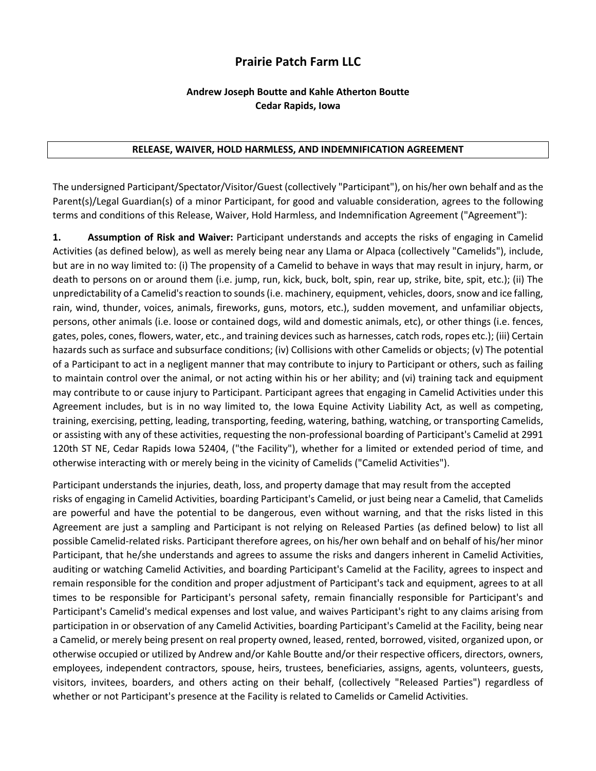# Prairie Patch Farm LLC

**Andrew Joseph Boutte and Kahle Atherton Boutte**
**Cedar Rapids, Iowa**

## RELEASE, WAIVER, HOLD HARMLESS, AND INDEMNIFICATION AGREEMENT

The undersigned Participant/Spectator/Visitor/Guest (collectively "Participant"), on his/her own behalf and as the Parent(s)/Legal Guardian(s) of a minor Participant, for good and valuable consideration, agrees to the following terms and conditions of this Release, Waiver, Hold Harmless, and Indemnification Agreement ("Agreement"):

**1. Assumption of Risk and Waiver:** Participant understands and accepts the risks of engaging in Camelid Activities (as defined below), as well as merely being near any Llama or Alpaca (collectively "Camelids"), include, but are in no way limited to: (i) The propensity of a Camelid to behave in ways that may result in injury, harm, or death to persons on or around them (i.e. jump, run, kick, buck, bolt, spin, rear up, strike, bite, spit, etc.); (ii) The unpredictability of a Camelid's reaction to sounds (i.e. machinery, equipment, vehicles, doors, snow and ice falling, rain, wind, thunder, voices, animals, fireworks, guns, motors, etc.), sudden movement, and unfamiliar objects, persons, other animals (i.e. loose or contained dogs, wild and domestic animals, etc), or other things (i.e. fences, gates, poles, cones, flowers, water, etc., and training devices such as harnesses, catch rods, ropes etc.); (iii) Certain hazards such as surface and subsurface conditions; (iv) Collisions with other Camelids or objects; (v) The potential of a Participant to act in a negligent manner that may contribute to injury to Participant or others, such as failing to maintain control over the animal, or not acting within his or her ability; and (vi) training tack and equipment may contribute to or cause injury to Participant. Participant agrees that engaging in Camelid Activities under this Agreement includes, but is in no way limited to, the Iowa Equine Activity Liability Act, as well as competing, training, exercising, petting, leading, transporting, feeding, watering, bathing, watching, or transporting Camelids, or assisting with any of these activities, requesting the non-professional boarding of Participant's Camelid at 2991 120th ST NE, Cedar Rapids Iowa 52404, ("the Facility"), whether for a limited or extended period of time, and otherwise interacting with or merely being in the vicinity of Camelids ("Camelid Activities").

Participant understands the injuries, death, loss, and property damage that may result from the accepted risks of engaging in Camelid Activities, boarding Participant's Camelid, or just being near a Camelid, that Camelids are powerful and have the potential to be dangerous, even without warning, and that the risks listed in this Agreement are just a sampling and Participant is not relying on Released Parties (as defined below) to list all possible Camelid-related risks. Participant therefore agrees, on his/her own behalf and on behalf of his/her minor Participant, that he/she understands and agrees to assume the risks and dangers inherent in Camelid Activities, auditing or watching Camelid Activities, and boarding Participant's Camelid at the Facility, agrees to inspect and remain responsible for the condition and proper adjustment of Participant's tack and equipment, agrees to at all times to be responsible for Participant's personal safety, remain financially responsible for Participant's and Participant's Camelid's medical expenses and lost value, and waives Participant's right to any claims arising from participation in or observation of any Camelid Activities, boarding Participant's Camelid at the Facility, being near a Camelid, or merely being present on real property owned, leased, rented, borrowed, visited, organized upon, or otherwise occupied or utilized by Andrew and/or Kahle Boutte and/or their respective officers, directors, owners, employees, independent contractors, spouse, heirs, trustees, beneficiaries, assigns, agents, volunteers, guests, visitors, invitees, boarders, and others acting on their behalf, (collectively "Released Parties") regardless of whether or not Participant's presence at the Facility is related to Camelids or Camelid Activities.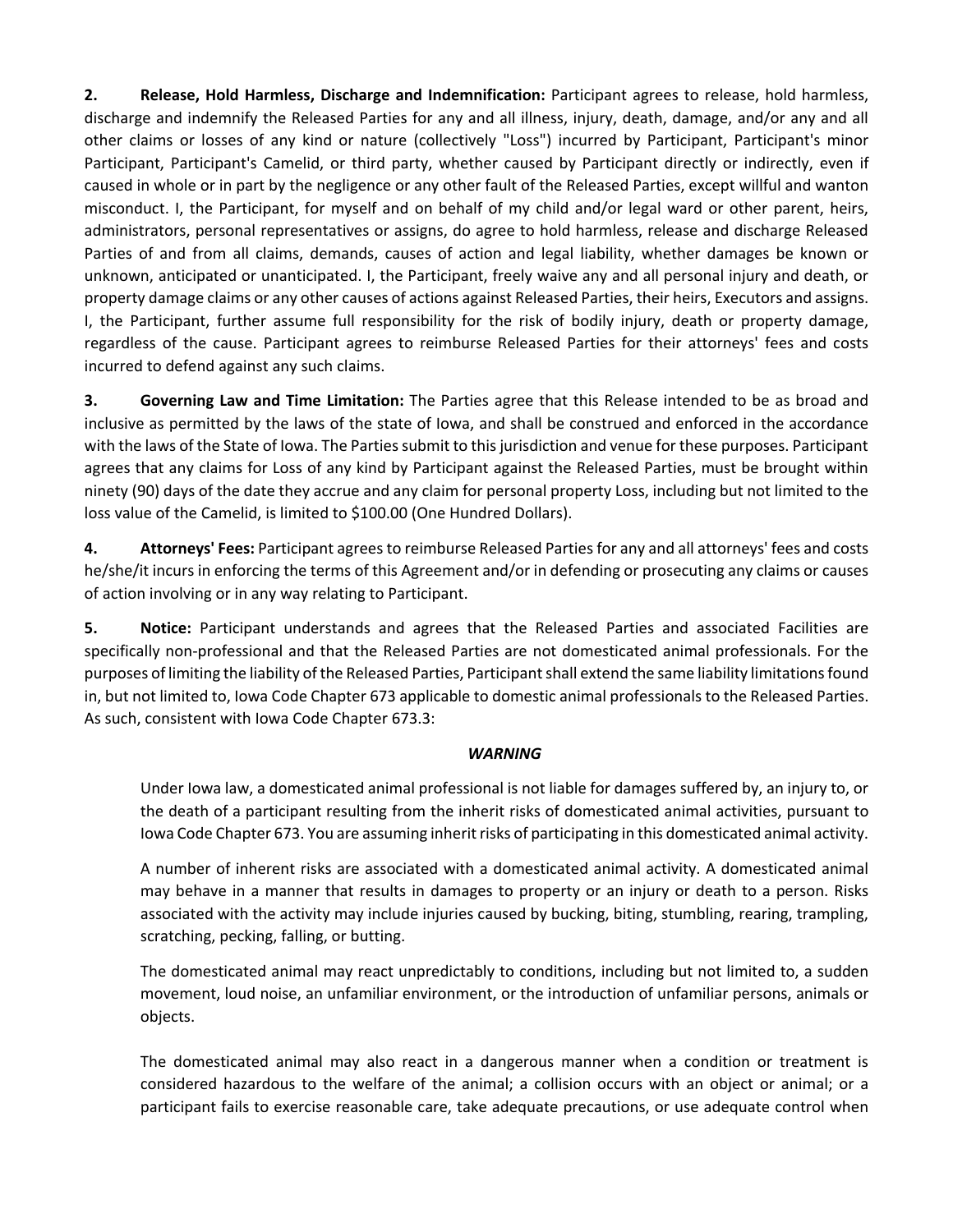**2. Release, Hold Harmless, Discharge and Indemnification:** Participant agrees to release, hold harmless, discharge and indemnify the Released Parties for any and all illness, injury, death, damage, and/or any and all other claims or losses of any kind or nature (collectively "Loss") incurred by Participant, Participant's minor Participant, Participant's Camelid, or third party, whether caused by Participant directly or indirectly, even if caused in whole or in part by the negligence or any other fault of the Released Parties, except willful and wanton misconduct. I, the Participant, for myself and on behalf of my child and/or legal ward or other parent, heirs, administrators, personal representatives or assigns, do agree to hold harmless, release and discharge Released Parties of and from all claims, demands, causes of action and legal liability, whether damages be known or unknown, anticipated or unanticipated. I, the Participant, freely waive any and all personal injury and death, or property damage claims or any other causes of actions against Released Parties, their heirs, Executors and assigns. I, the Participant, further assume full responsibility for the risk of bodily injury, death or property damage, regardless of the cause. Participant agrees to reimburse Released Parties for their attorneys' fees and costs incurred to defend against any such claims.

**3. Governing Law and Time Limitation:** The Parties agree that this Release intended to be as broad and inclusive as permitted by the laws of the state of Iowa, and shall be construed and enforced in the accordance with the laws of the State of Iowa. The Parties submit to this jurisdiction and venue for these purposes. Participant agrees that any claims for Loss of any kind by Participant against the Released Parties, must be brought within ninety (90) days of the date they accrue and any claim for personal property Loss, including but not limited to the loss value of the Camelid, is limited to $100.00 (One Hundred Dollars).

**4. Attorneys' Fees:** Participant agrees to reimburse Released Parties for any and all attorneys' fees and costs he/she/it incurs in enforcing the terms of this Agreement and/or in defending or prosecuting any claims or causes of action involving or in any way relating to Participant.

**5. Notice:** Participant understands and agrees that the Released Parties and associated Facilities are specifically non-professional and that the Released Parties are not domesticated animal professionals. For the purposes of limiting the liability of the Released Parties, Participant shall extend the same liability limitations found in, but not limited to, Iowa Code Chapter 673 applicable to domestic animal professionals to the Released Parties. As such, consistent with Iowa Code Chapter 673.3:

***WARNING***

> Under Iowa law, a domesticated animal professional is not liable for damages suffered by, an injury to, or the death of a participant resulting from the inherit risks of domesticated animal activities, pursuant to Iowa Code Chapter 673. You are assuming inherit risks of participating in this domesticated animal activity.
>
> A number of inherent risks are associated with a domesticated animal activity. A domesticated animal may behave in a manner that results in damages to property or an injury or death to a person. Risks associated with the activity may include injuries caused by bucking, biting, stumbling, rearing, trampling, scratching, pecking, falling, or butting.
>
> The domesticated animal may react unpredictably to conditions, including but not limited to, a sudden movement, loud noise, an unfamiliar environment, or the introduction of unfamiliar persons, animals or objects.
>
> The domesticated animal may also react in a dangerous manner when a condition or treatment is considered hazardous to the welfare of the animal; a collision occurs with an object or animal; or a participant fails to exercise reasonable care, take adequate precautions, or use adequate control when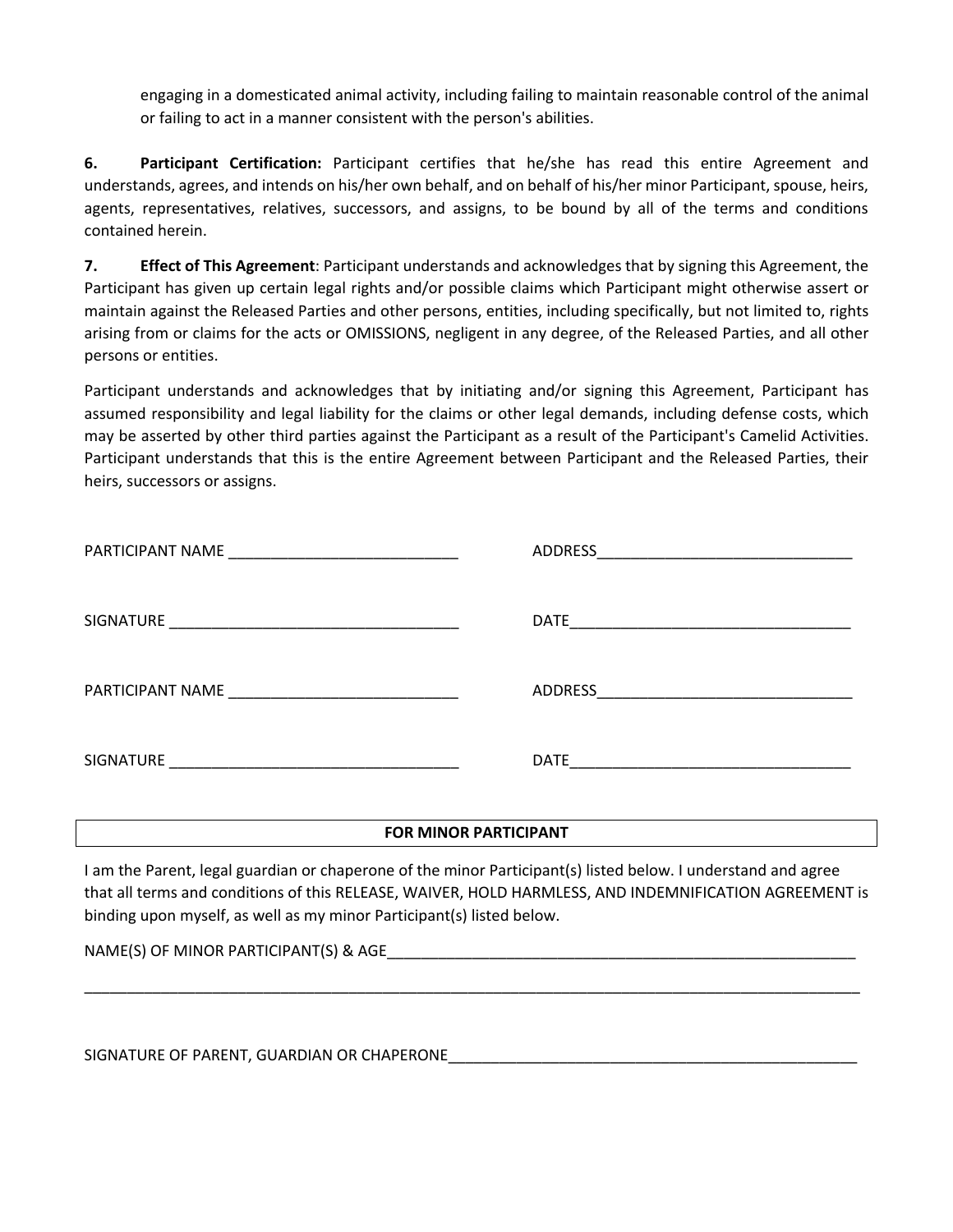engaging in a domesticated animal activity, including failing to maintain reasonable control of the animal or failing to act in a manner consistent with the person's abilities.

**6. Participant Certification:** Participant certifies that he/she has read this entire Agreement and understands, agrees, and intends on his/her own behalf, and on behalf of his/her minor Participant, spouse, heirs, agents, representatives, relatives, successors, and assigns, to be bound by all of the terms and conditions contained herein.

**7. Effect of This Agreement**: Participant understands and acknowledges that by signing this Agreement, the Participant has given up certain legal rights and/or possible claims which Participant might otherwise assert or maintain against the Released Parties and other persons, entities, including specifically, but not limited to, rights arising from or claims for the acts or OMISSIONS, negligent in any degree, of the Released Parties, and all other persons or entities.

Participant understands and acknowledges that by initiating and/or signing this Agreement, Participant has assumed responsibility and legal liability for the claims or other legal demands, including defense costs, which may be asserted by other third parties against the Participant as a result of the Participant's Camelid Activities. Participant understands that this is the entire Agreement between Participant and the Released Parties, their heirs, successors or assigns.

PARTICIPANT NAME ___________________________ ADDRESS______________________________

SIGNATURE __________________________________ DATE_________________________________

PARTICIPANT NAME ___________________________ ADDRESS______________________________

SIGNATURE __________________________________ DATE_________________________________

**FOR MINOR PARTICIPANT**

I am the Parent, legal guardian or chaperone of the minor Participant(s) listed below. I understand and agree that all terms and conditions of this RELEASE, WAIVER, HOLD HARMLESS, AND INDEMNIFICATION AGREEMENT is binding upon myself, as well as my minor Participant(s) listed below.

NAME(S) OF MINOR PARTICIPANT(S) & AGE__________________________________________________________

______________________________________________________________________________________________

SIGNATURE OF PARENT, GUARDIAN OR CHAPERONE__________________________________________________